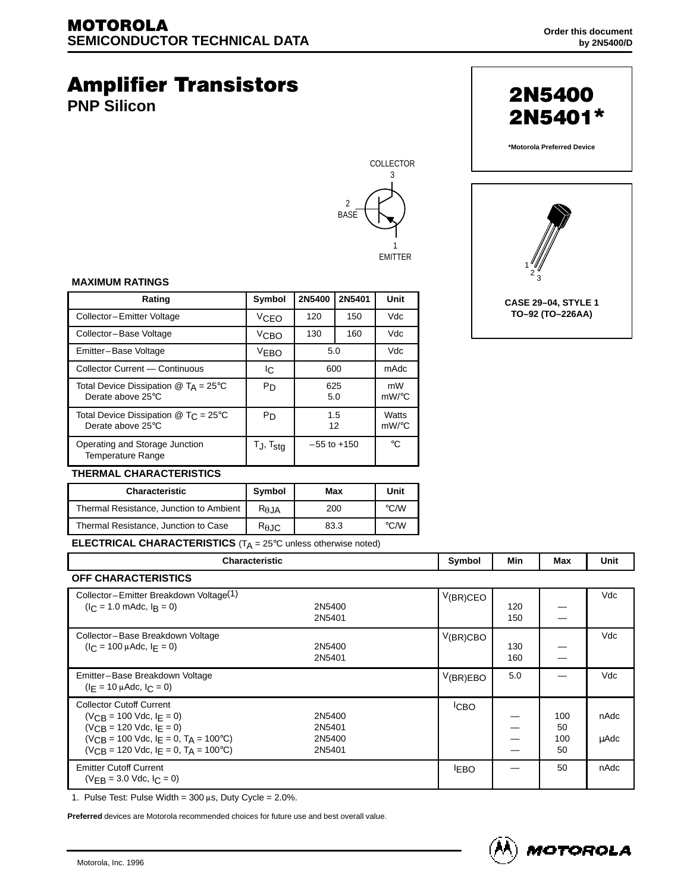**MOTOROLA**
**SEMICONDUCTOR TECHNICAL DATA**

Order this document by 2N5400/D

# Amplifier Transistors

## PNP Silicon

**2N5400**
**2N5401***

*Motorola Preferred Device

COLLECTOR 3

2 BASE

1 EMITTER

CASE 29–04, STYLE 1
TO–92 (TO–226AA)

### MAXIMUM RATINGS

| Rating | Symbol | 2N5400 | 2N5401 | Unit |
|---|---|---|---|---|
| Collector–Emitter Voltage | $V_{CEO}$ | 120 | 150 | Vdc |
| Collector–Base Voltage | $V_{CBO}$ | 130 | 160 | Vdc |
| Emitter–Base Voltage | $V_{EBO}$ | 5.0 | | Vdc |
| Collector Current — Continuous | $I_C$ | 600 | | mAdc |
| Total Device Dissipation @ $T_A$ = 25°C<br>Derate above 25°C | $P_D$ | 625<br>5.0 | | mW<br>mW/°C |
| Total Device Dissipation @ $T_C$ = 25°C<br>Derate above 25°C | $P_D$ | 1.5<br>12 | | Watts<br>mW/°C |
| Operating and Storage Junction Temperature Range | $T_J$, $T_{stg}$ | –55 to +150 | | °C |

### THERMAL CHARACTERISTICS

| Characteristic | Symbol | Max | Unit |
|---|---|---|---|
| Thermal Resistance, Junction to Ambient | $R_{\theta JA}$ | 200 | °C/W |
| Thermal Resistance, Junction to Case | $R_{\theta JC}$ | 83.3 | °C/W |

### ELECTRICAL CHARACTERISTICS ($T_A$ = 25°C unless otherwise noted)

| Characteristic | | Symbol | Min | Max | Unit |
|---|---|---|---|---|---|
| **OFF CHARACTERISTICS** | | | | | |
| Collector–Emitter Breakdown Voltage(1)<br>($I_C$ = 1.0 mAdc, $I_B$ = 0) | <br>2N5400<br>2N5401 | $V_{(BR)CEO}$ | <br>120<br>150 | <br>—<br>— | Vdc |
| Collector–Base Breakdown Voltage<br>($I_C$ = 100 μAdc, $I_E$ = 0) | <br>2N5400<br>2N5401 | $V_{(BR)CBO}$ | <br>130<br>160 | <br>—<br>— | Vdc |
| Emitter–Base Breakdown Voltage<br>($I_E$ = 10 μAdc, $I_C$ = 0) | | $V_{(BR)EBO}$ | 5.0 | — | Vdc |
| Collector Cutoff Current<br>($V_{CB}$ = 100 Vdc, $I_E$ = 0)<br>($V_{CB}$ = 120 Vdc, $I_E$ = 0)<br>($V_{CB}$ = 100 Vdc, $I_E$ = 0, $T_A$ = 100°C)<br>($V_{CB}$ = 120 Vdc, $I_E$ = 0, $T_A$ = 100°C) | <br>2N5400<br>2N5401<br>2N5400<br>2N5401 | $I_{CBO}$ | <br>—<br>—<br>—<br>— | <br>100<br>50<br>100<br>50 | <br>nAdc<br><br>μAdc<br> |
| Emitter Cutoff Current<br>($V_{EB}$ = 3.0 Vdc, $I_C$ = 0) | | $I_{EBO}$ | — | 50 | nAdc |

1. Pulse Test: Pulse Width = 300 μs, Duty Cycle = 2.0%.

**Preferred** devices are Motorola recommended choices for future use and best overall value.

Motorola, Inc. 1996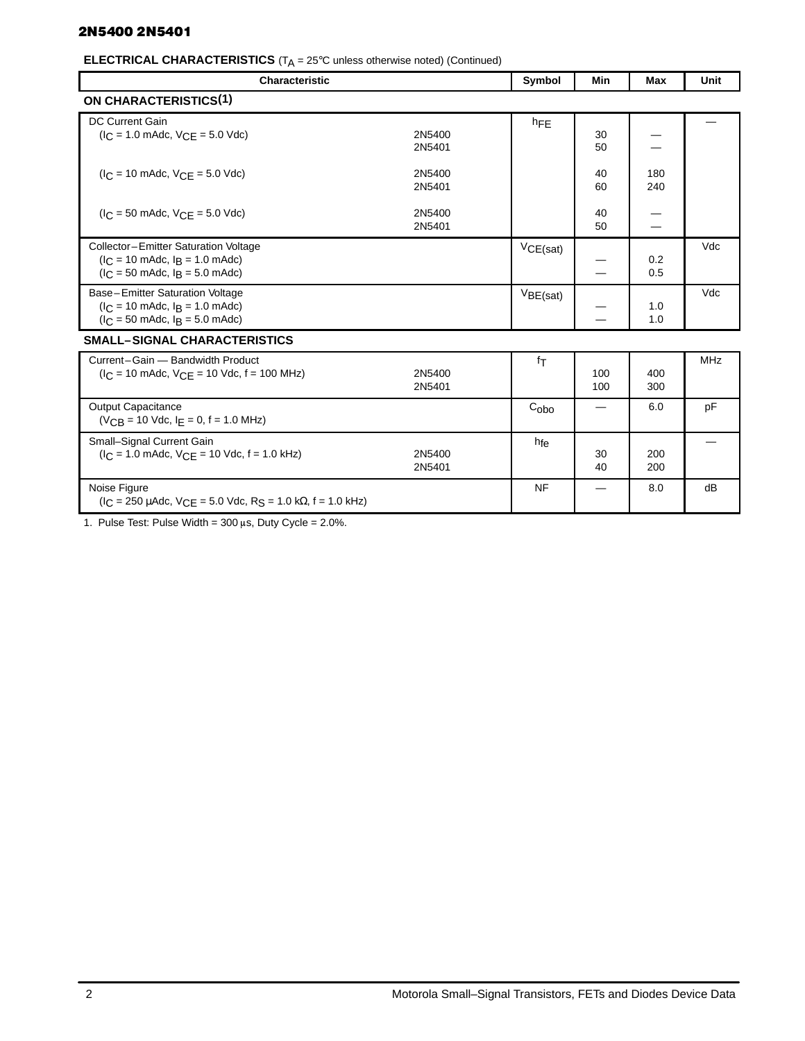**ELECTRICAL CHARACTERISTICS** ($T_A$ = 25°C unless otherwise noted) (Continued)

| Characteristic | | Symbol | Min | Max | Unit |
|---|---|---|---|---|---|
| **ON CHARACTERISTICS**(1) | | | | | |
| DC Current Gain | | $h_{FE}$ | | | — |
| ($I_C$ = 1.0 mAdc, $V_{CE}$ = 5.0 Vdc) | 2N5400 | | 30 | — | |
| | 2N5401 | | 50 | — | |
| ($I_C$ = 10 mAdc, $V_{CE}$ = 5.0 Vdc) | 2N5400 | | 40 | 180 | |
| | 2N5401 | | 60 | 240 | |
| ($I_C$ = 50 mAdc, $V_{CE}$ = 5.0 Vdc) | 2N5400 | | 40 | — | |
| | 2N5401 | | 50 | — | |
| Collector–Emitter Saturation Voltage | | $V_{CE(sat)}$ | | | Vdc |
| ($I_C$ = 10 mAdc, $I_B$ = 1.0 mAdc) | | | — | 0.2 | |
| ($I_C$ = 50 mAdc, $I_B$ = 5.0 mAdc) | | | — | 0.5 | |
| Base–Emitter Saturation Voltage | | $V_{BE(sat)}$ | | | Vdc |
| ($I_C$ = 10 mAdc, $I_B$ = 1.0 mAdc) | | | — | 1.0 | |
| ($I_C$ = 50 mAdc, $I_B$ = 5.0 mAdc) | | | — | 1.0 | |
| **SMALL–SIGNAL CHARACTERISTICS** | | | | | |
| Current–Gain — Bandwidth Product | | $f_T$ | | | MHz |
| ($I_C$ = 10 mAdc, $V_{CE}$ = 10 Vdc, f = 100 MHz) | 2N5400 | | 100 | 400 | |
| | 2N5401 | | 100 | 300 | |
| Output Capacitance ($V_{CB}$ = 10 Vdc, $I_E$ = 0, f = 1.0 MHz) | | $C_{obo}$ | — | 6.0 | pF |
| Small–Signal Current Gain | | $h_{fe}$ | | | — |
| ($I_C$ = 1.0 mAdc, $V_{CE}$ = 10 Vdc, f = 1.0 kHz) | 2N5400 | | 30 | 200 | |
| | 2N5401 | | 40 | 200 | |
| Noise Figure ($I_C$ = 250 μAdc, $V_{CE}$ = 5.0 Vdc, $R_S$ = 1.0 kΩ, f = 1.0 kHz) | | NF | — | 8.0 | dB |

1. Pulse Test: Pulse Width = 300 μs, Duty Cycle = 2.0%.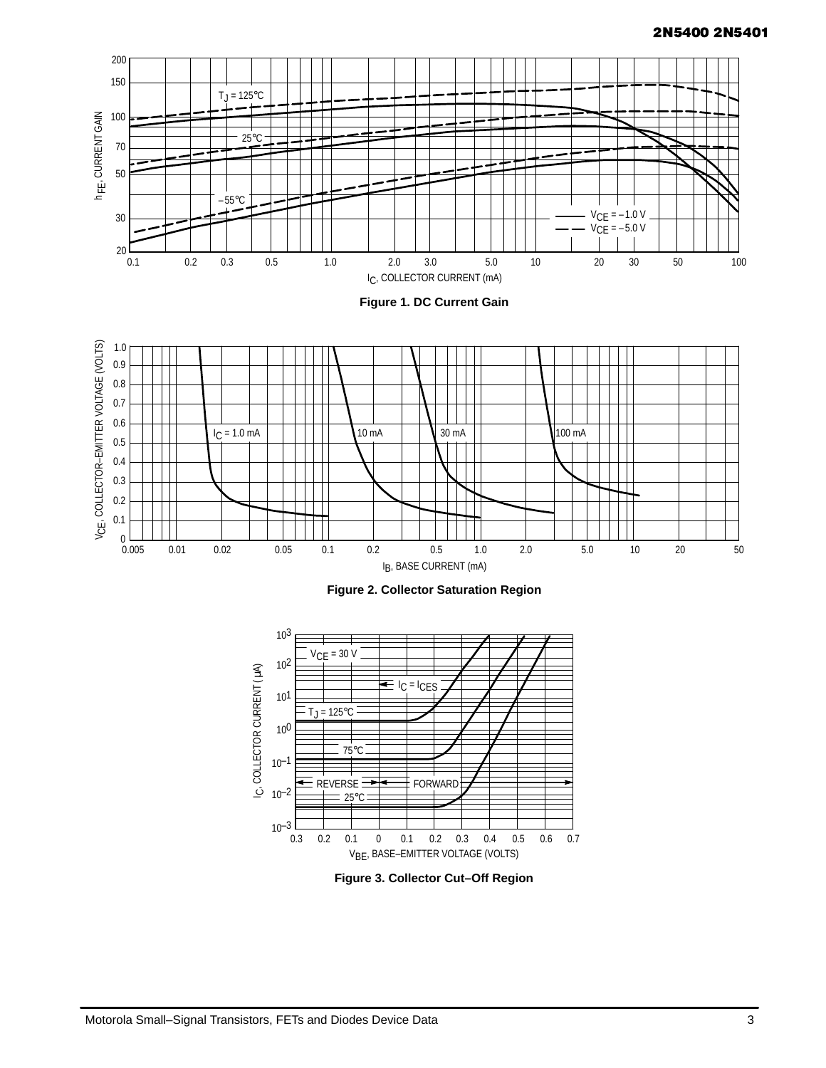Figure 1. DC Current Gain

Figure 2. Collector Saturation Region

Figure 3. Collector Cut–Off Region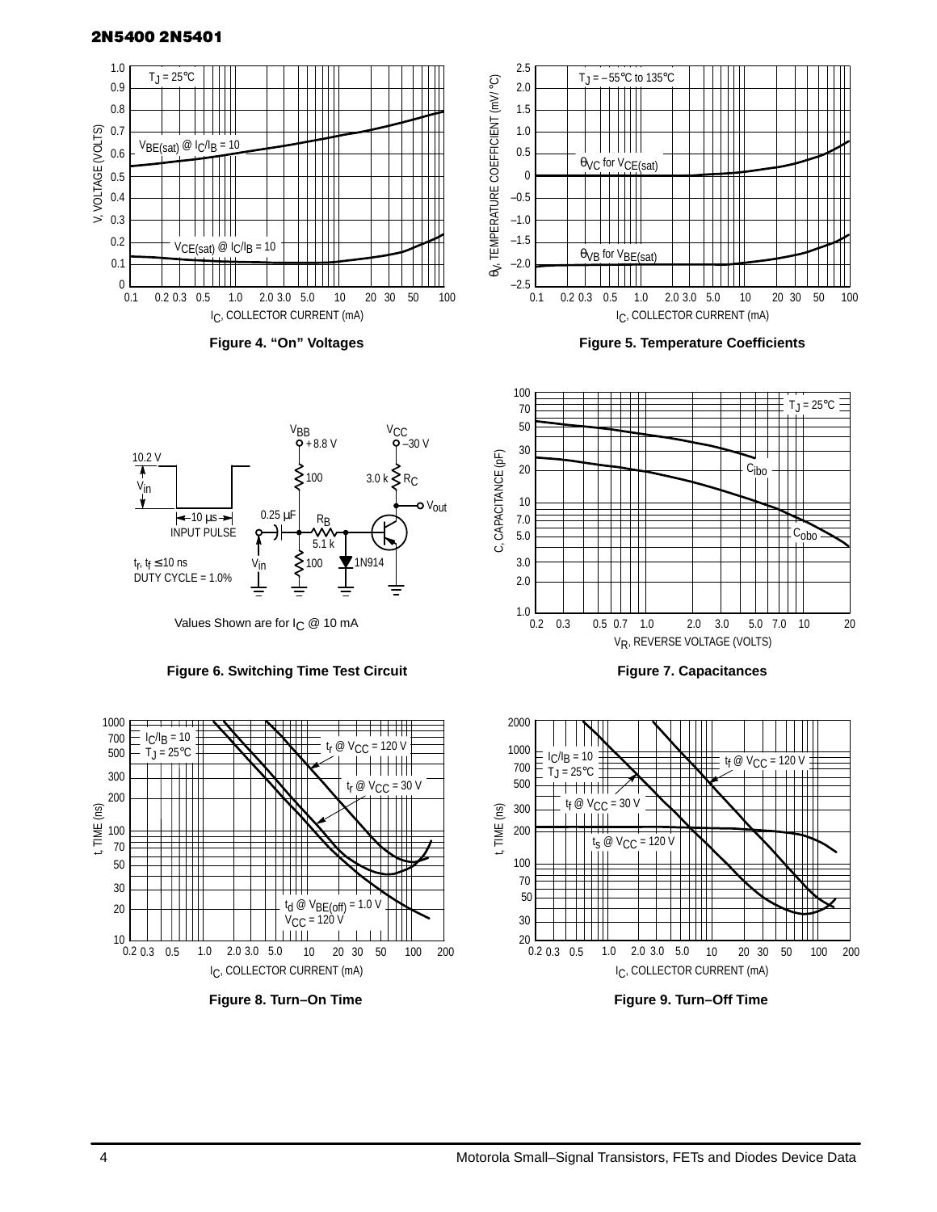Figure 4. “On” Voltages

Figure 5. Temperature Coefficients

Figure 6. Switching Time Test Circuit

Figure 7. Capacitances

Figure 8. Turn–On Time

Figure 9. Turn–Off Time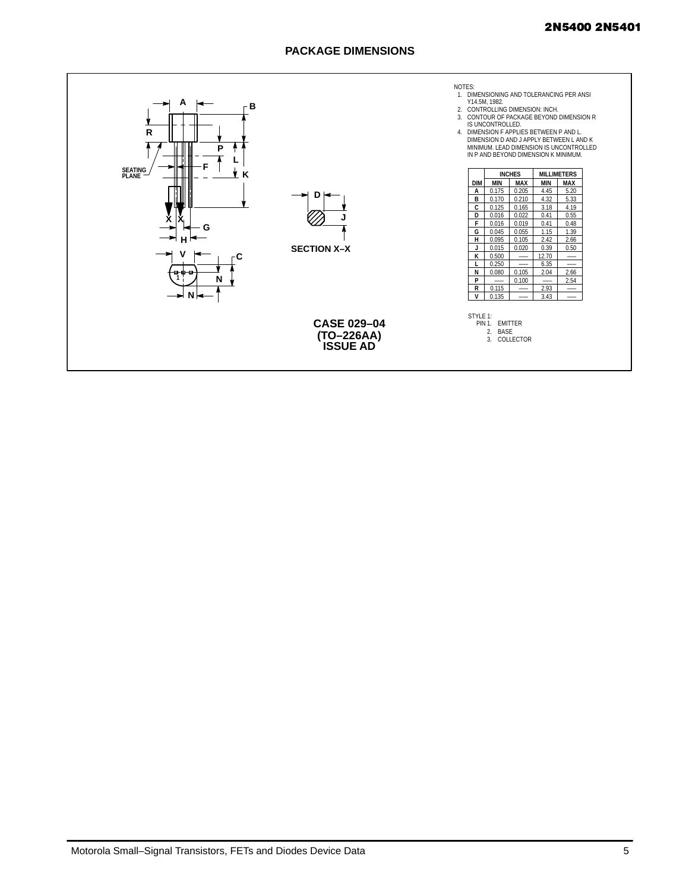## PACKAGE DIMENSIONS

SECTION X–X

NOTES:
1. DIMENSIONING AND TOLERANCING PER ANSI Y14.5M, 1982.
2. CONTROLLING DIMENSION: INCH.
3. CONTOUR OF PACKAGE BEYOND DIMENSION R IS UNCONTROLLED.
4. DIMENSION F APPLIES BETWEEN P AND L. DIMENSION D AND J APPLY BETWEEN L AND K MINIMUM. LEAD DIMENSION IS UNCONTROLLED IN P AND BEYOND DIMENSION K MINIMUM.

| | INCHES | | MILLIMETERS | |
|---|---|---|---|---|
| DIM | MIN | MAX | MIN | MAX |
| A | 0.175 | 0.205 | 4.45 | 5.20 |
| B | 0.170 | 0.210 | 4.32 | 5.33 |
| C | 0.125 | 0.165 | 3.18 | 4.19 |
| D | 0.016 | 0.022 | 0.41 | 0.55 |
| F | 0.016 | 0.019 | 0.41 | 0.48 |
| G | 0.045 | 0.055 | 1.15 | 1.39 |
| H | 0.095 | 0.105 | 2.42 | 2.66 |
| J | 0.015 | 0.020 | 0.39 | 0.50 |
| K | 0.500 | ––– | 12.70 | ––– |
| L | 0.250 | ––– | 6.35 | ––– |
| N | 0.080 | 0.105 | 2.04 | 2.66 |
| P | ––– | 0.100 | ––– | 2.54 |
| R | 0.115 | ––– | 2.93 | ––– |
| V | 0.135 | ––– | 3.43 | ––– |

STYLE 1:
PIN 1. EMITTER
2. BASE
3. COLLECTOR

**CASE 029–04**
**(TO–226AA)**
**ISSUE AD**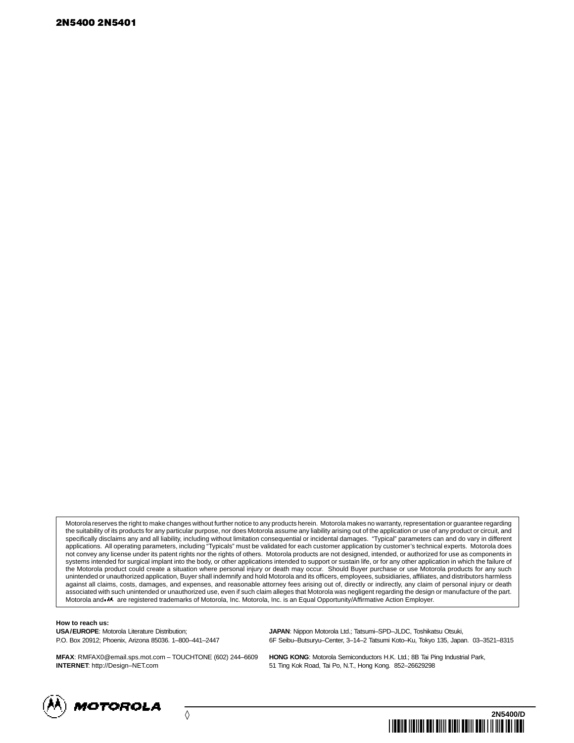Motorola reserves the right to make changes without further notice to any products herein. Motorola makes no warranty, representation or guarantee regarding the suitability of its products for any particular purpose, nor does Motorola assume any liability arising out of the application or use of any product or circuit, and specifically disclaims any and all liability, including without limitation consequential or incidental damages. "Typical" parameters can and do vary in different applications. All operating parameters, including "Typicals" must be validated for each customer application by customer's technical experts. Motorola does not convey any license under its patent rights nor the rights of others. Motorola products are not designed, intended, or authorized for use as components in systems intended for surgical implant into the body, or other applications intended to support or sustain life, or for any other application in which the failure of the Motorola product could create a situation where personal injury or death may occur. Should Buyer purchase or use Motorola products for any such unintended or unauthorized application, Buyer shall indemnify and hold Motorola and its officers, employees, subsidiaries, affiliates, and distributors harmless against all claims, costs, damages, and expenses, and reasonable attorney fees arising out of, directly or indirectly, any claim of personal injury or death associated with such unintended or unauthorized use, even if such claim alleges that Motorola was negligent regarding the design or manufacture of the part. Motorola and Ⓜ are registered trademarks of Motorola, Inc. Motorola, Inc. is an Equal Opportunity/Affirmative Action Employer.

**How to reach us:**

**USA / EUROPE**: Motorola Literature Distribution;
P.O. Box 20912; Phoenix, Arizona 85036. 1–800–441–2447

**MFAX**: RMFAX0@email.sps.mot.com – TOUCHTONE (602) 244–6609
**INTERNET**: http://Design–NET.com

**JAPAN**: Nippon Motorola Ltd.; Tatsumi–SPD–JLDC, Toshikatsu Otsuki,
6F Seibu–Butsuryu–Center, 3–14–2 Tatsumi Koto–Ku, Tokyo 135, Japan. 03–3521–8315

**HONG KONG**: Motorola Semiconductors H.K. Ltd.; 8B Tai Ping Industrial Park,
51 Ting Kok Road, Tai Po, N.T., Hong Kong. 852–26629298

**MOTOROLA**

◊

**2N5400/D**